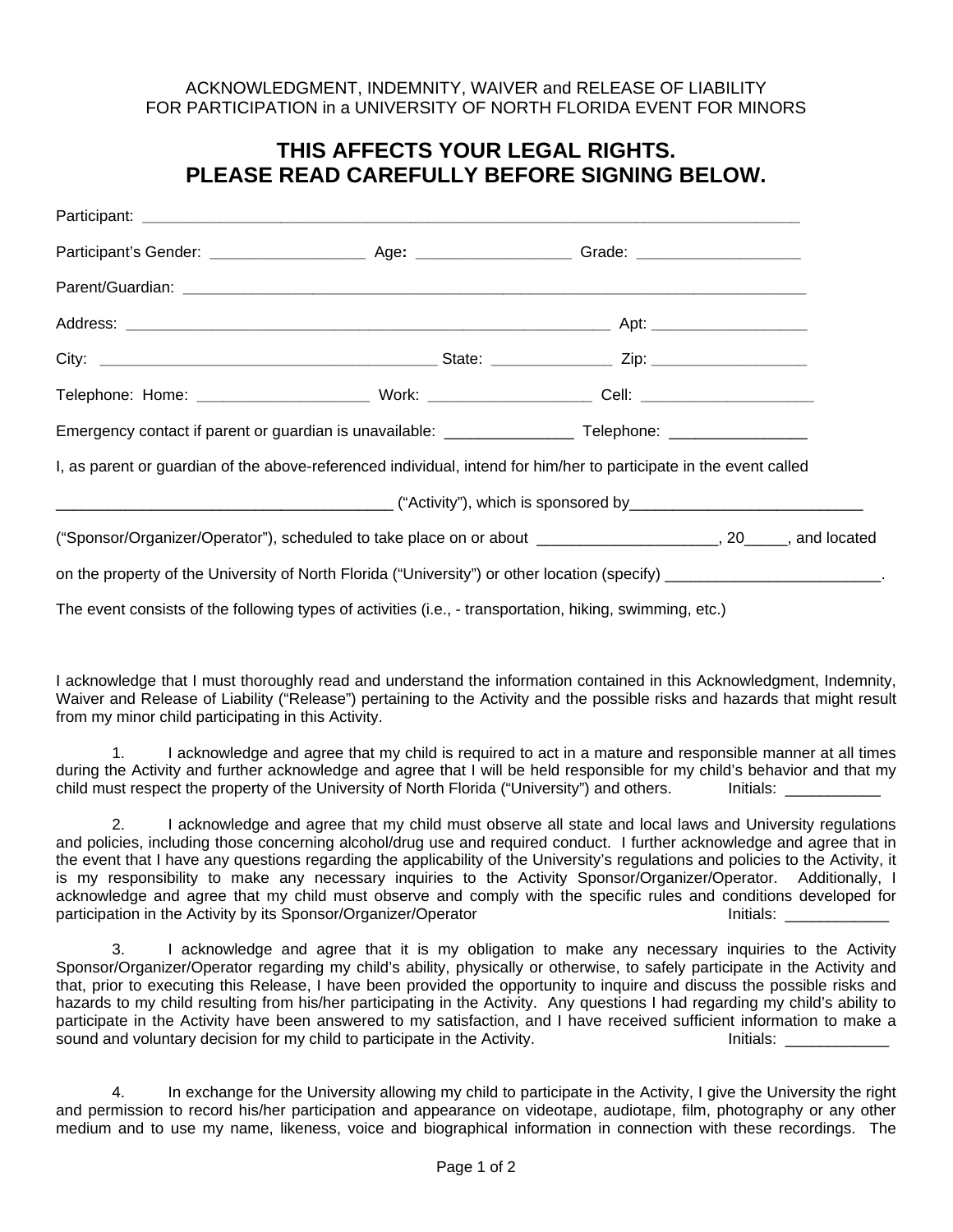ACKNOWLEDGMENT, INDEMNITY, WAIVER and RELEASE OF LIABILITY
FOR PARTICIPATION in a UNIVERSITY OF NORTH FLORIDA EVENT FOR MINORS

# THIS AFFECTS YOUR LEGAL RIGHTS.
# PLEASE READ CAREFULLY BEFORE SIGNING BELOW.

Participant: ______________________________________________________________________________

Participant's Gender: __________________ Age: __________________ Grade: ___________________

Parent/Guardian: ___________________________________________________________________________

Address: ________________________________________________________ Apt: __________________

City: ______________________________________ State: ______________ Zip: __________________

Telephone: Home: ____________________ Work: ___________________ Cell: ____________________

Emergency contact if parent or guardian is unavailable: _______________ Telephone: ________________

I, as parent or guardian of the above-referenced individual, intend for him/her to participate in the event called

_______________________________________ ("Activity"), which is sponsored by___________________________

("Sponsor/Organizer/Operator"), scheduled to take place on or about _____________________, 20_____, and located

on the property of the University of North Florida ("University") or other location (specify) _________________________.

The event consists of the following types of activities (i.e., - transportation, hiking, swimming, etc.)

I acknowledge that I must thoroughly read and understand the information contained in this Acknowledgment, Indemnity, Waiver and Release of Liability ("Release") pertaining to the Activity and the possible risks and hazards that might result from my minor child participating in this Activity.

1. I acknowledge and agree that my child is required to act in a mature and responsible manner at all times during the Activity and further acknowledge and agree that I will be held responsible for my child's behavior and that my child must respect the property of the University of North Florida ("University") and others. Initials: ___________

2. I acknowledge and agree that my child must observe all state and local laws and University regulations and policies, including those concerning alcohol/drug use and required conduct. I further acknowledge and agree that in the event that I have any questions regarding the applicability of the University's regulations and policies to the Activity, it is my responsibility to make any necessary inquiries to the Activity Sponsor/Organizer/Operator. Additionally, I acknowledge and agree that my child must observe and comply with the specific rules and conditions developed for participation in the Activity by its Sponsor/Organizer/Operator Initials: ____________

3. I acknowledge and agree that it is my obligation to make any necessary inquiries to the Activity Sponsor/Organizer/Operator regarding my child's ability, physically or otherwise, to safely participate in the Activity and that, prior to executing this Release, I have been provided the opportunity to inquire and discuss the possible risks and hazards to my child resulting from his/her participating in the Activity. Any questions I had regarding my child's ability to participate in the Activity have been answered to my satisfaction, and I have received sufficient information to make a sound and voluntary decision for my child to participate in the Activity. Initials: ____________

4. In exchange for the University allowing my child to participate in the Activity, I give the University the right and permission to record his/her participation and appearance on videotape, audiotape, film, photography or any other medium and to use my name, likeness, voice and biographical information in connection with these recordings. The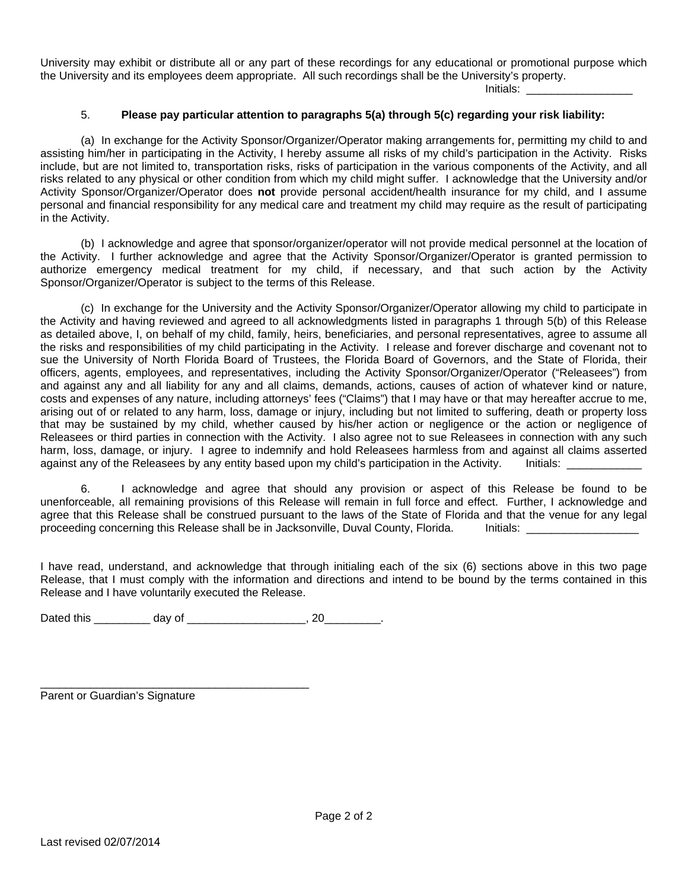University may exhibit or distribute all or any part of these recordings for any educational or promotional purpose which the University and its employees deem appropriate. All such recordings shall be the University's property.

Initials: _________________

5. **Please pay particular attention to paragraphs 5(a) through 5(c) regarding your risk liability:**

(a) In exchange for the Activity Sponsor/Organizer/Operator making arrangements for, permitting my child to and assisting him/her in participating in the Activity, I hereby assume all risks of my child's participation in the Activity. Risks include, but are not limited to, transportation risks, risks of participation in the various components of the Activity, and all risks related to any physical or other condition from which my child might suffer. I acknowledge that the University and/or Activity Sponsor/Organizer/Operator does **not** provide personal accident/health insurance for my child, and I assume personal and financial responsibility for any medical care and treatment my child may require as the result of participating in the Activity.

(b) I acknowledge and agree that sponsor/organizer/operator will not provide medical personnel at the location of the Activity. I further acknowledge and agree that the Activity Sponsor/Organizer/Operator is granted permission to authorize emergency medical treatment for my child, if necessary, and that such action by the Activity Sponsor/Organizer/Operator is subject to the terms of this Release.

(c) In exchange for the University and the Activity Sponsor/Organizer/Operator allowing my child to participate in the Activity and having reviewed and agreed to all acknowledgments listed in paragraphs 1 through 5(b) of this Release as detailed above, I, on behalf of my child, family, heirs, beneficiaries, and personal representatives, agree to assume all the risks and responsibilities of my child participating in the Activity. I release and forever discharge and covenant not to sue the University of North Florida Board of Trustees, the Florida Board of Governors, and the State of Florida, their officers, agents, employees, and representatives, including the Activity Sponsor/Organizer/Operator ("Releasees") from and against any and all liability for any and all claims, demands, actions, causes of action of whatever kind or nature, costs and expenses of any nature, including attorneys' fees ("Claims") that I may have or that may hereafter accrue to me, arising out of or related to any harm, loss, damage or injury, including but not limited to suffering, death or property loss that may be sustained by my child, whether caused by his/her action or negligence or the action or negligence of Releasees or third parties in connection with the Activity. I also agree not to sue Releasees in connection with any such harm, loss, damage, or injury. I agree to indemnify and hold Releasees harmless from and against all claims asserted against any of the Releasees by any entity based upon my child's participation in the Activity. Initials: ____________

6. I acknowledge and agree that should any provision or aspect of this Release be found to be unenforceable, all remaining provisions of this Release will remain in full force and effect. Further, I acknowledge and agree that this Release shall be construed pursuant to the laws of the State of Florida and that the venue for any legal proceeding concerning this Release shall be in Jacksonville, Duval County, Florida. Initials: __________________

I have read, understand, and acknowledge that through initialing each of the six (6) sections above in this two page Release, that I must comply with the information and directions and intend to be bound by the terms contained in this Release and I have voluntarily executed the Release.

Dated this _________ day of ___________________, 20_________.

_____________________________________________

Parent or Guardian's Signature

Last revised 02/07/2014